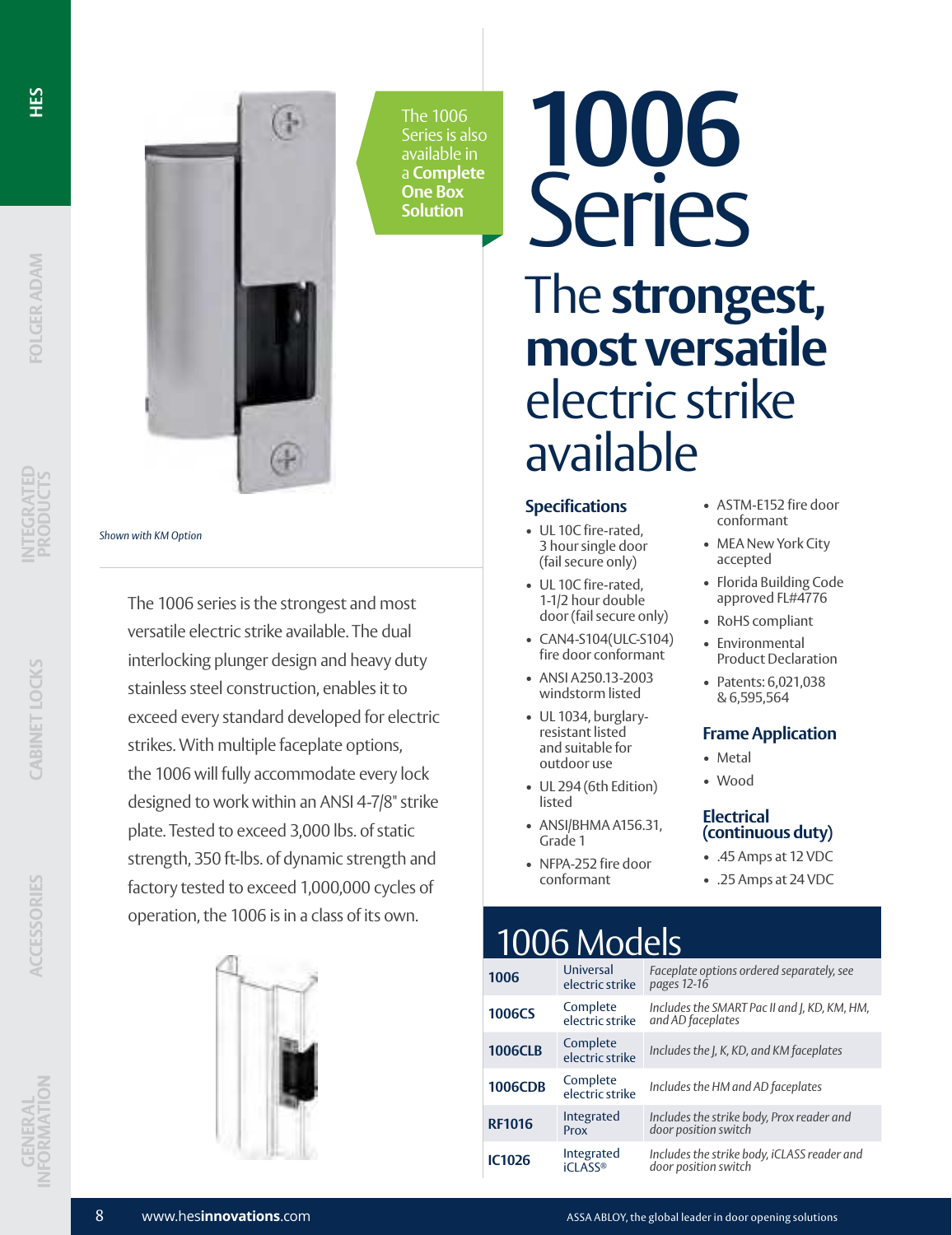*Shown with KM Option*

The 1006 Series is also available in a **Complete One Box Solution**

# 1006 Series

## The **strongest, most versatile** electric strike available

The 1006 series is the strongest and most versatile electric strike available. The dual interlocking plunger design and heavy duty stainless steel construction, enables it to exceed every standard developed for electric strikes. With multiple faceplate options, the 1006 will fully accommodate every lock designed to work within an ANSI 4-7/8" strike plate. Tested to exceed 3,000 lbs. of static strength, 350 ft-lbs. of dynamic strength and factory tested to exceed 1,000,000 cycles of operation, the 1006 is in a class of its own.

### Specifications

- UL 10C fire-rated, 3 hour single door (fail secure only)
- UL 10C fire-rated, 1-1/2 hour double door (fail secure only)
- CAN4-S104(ULC-S104) fire door conformant
- ANSI A250.13-2003 windstorm listed
- UL 1034, burglary-resistant listed and suitable for outdoor use
- UL 294 (6th Edition) listed
- ANSI/BHMA A156.31, Grade 1
- NFPA-252 fire door conformant
- ASTM-E152 fire door conformant
- MEA New York City accepted
- Florida Building Code approved FL#4776
- RoHS compliant
- Environmental Product Declaration
- Patents: 6,021,038 & 6,595,564

### Frame Application

- Metal
- Wood

### Electrical (continuous duty)

- .45 Amps at 12 VDC
- .25 Amps at 24 VDC

## 1006 Models

| | | |
|---|---|---|
| **1006** | Universal electric strike | *Faceplate options ordered separately, see pages 12-16* |
| **1006CS** | Complete electric strike | *Includes the SMART Pac II and J, KD, KM, HM, and AD faceplates* |
| **1006CLB** | Complete electric strike | *Includes the J, K, KD, and KM faceplates* |
| **1006CDB** | Complete electric strike | *Includes the HM and AD faceplates* |
| **RF1016** | Integrated Prox | *Includes the strike body, Prox reader and door position switch* |
| **IC1026** | Integrated iCLASS® | *Includes the strike body, iCLASS reader and door position switch* |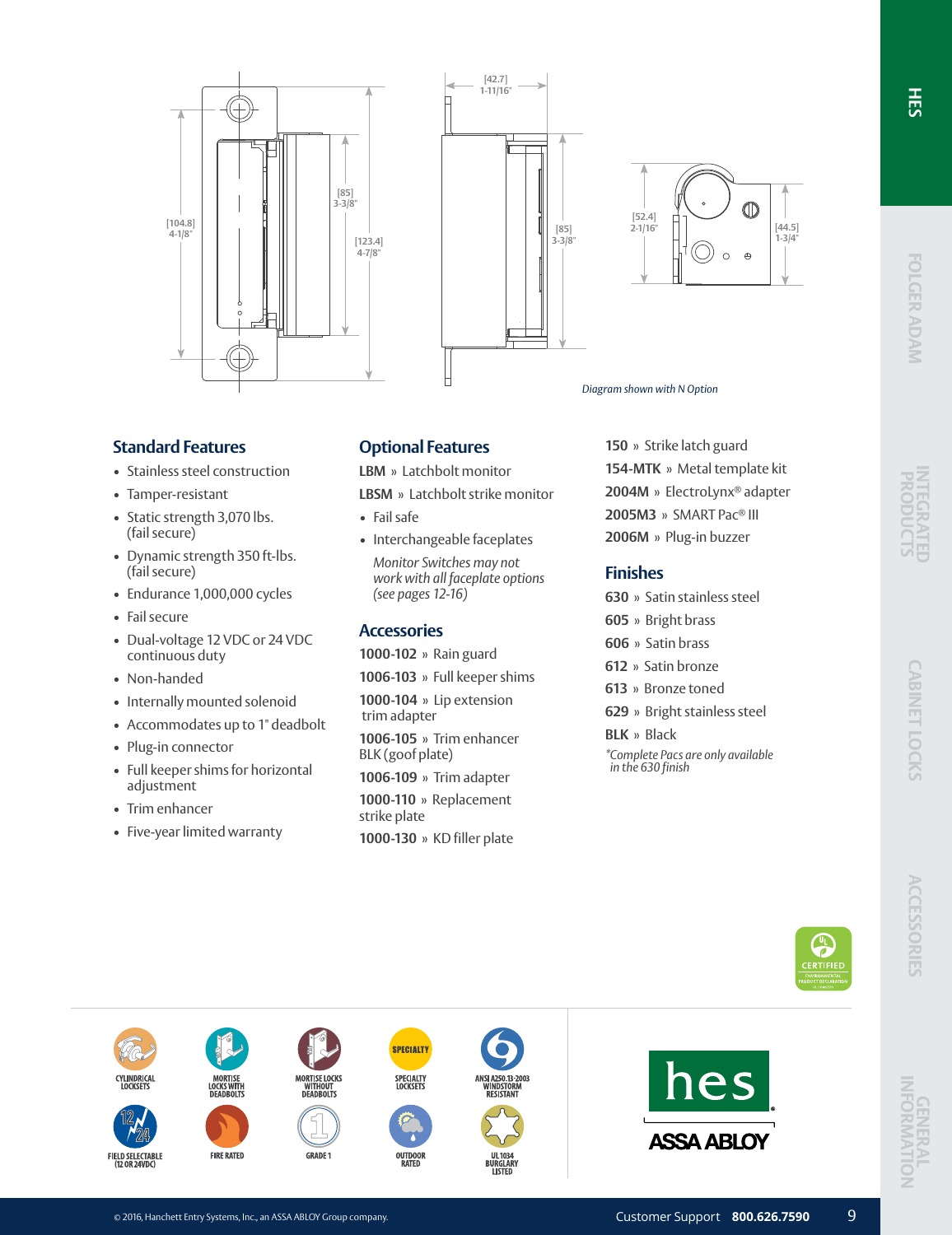[104.8]
4-1/8"

[85]
3-3/8"

[123.4]
4-7/8"

[42.7]
1-11/16"

[85]
3-3/8"

[52.4]
2-1/16"

[44.5]
1-3/4"

*Diagram shown with N Option*

## Standard Features

- Stainless steel construction
- Tamper-resistant
- Static strength 3,070 lbs. (fail secure)
- Dynamic strength 350 ft-lbs. (fail secure)
- Endurance 1,000,000 cycles
- Fail secure
- Dual-voltage 12 VDC or 24 VDC continuous duty
- Non-handed
- Internally mounted solenoid
- Accommodates up to 1" deadbolt
- Plug-in connector
- Full keeper shims for horizontal adjustment
- Trim enhancer
- Five-year limited warranty

## Optional Features

**LBM** » Latchbolt monitor

**LBSM** » Latchbolt strike monitor

- Fail safe
- Interchangeable faceplates

*Monitor Switches may not work with all faceplate options (see pages 12-16)*

## Accessories

**1000-102** » Rain guard

**1006-103** » Full keeper shims

**1000-104** » Lip extension trim adapter

**1006-105** » Trim enhancer BLK (goof plate)

**1006-109** » Trim adapter

**1000-110** » Replacement strike plate

**1000-130** » KD filler plate

**150** » Strike latch guard

**154-MTK** » Metal template kit

**2004M** » ElectroLynx® adapter

**2005M3** » SMART Pac® III

**2006M** » Plug-in buzzer

## Finishes

**630** » Satin stainless steel

**605** » Bright brass

**606** » Satin brass

**612** » Satin bronze

**613** » Bronze toned

**629** » Bright stainless steel

**BLK** » Black

*\*Complete Pacs are only available in the 630 finish*

CYLINDRICAL LOCKSETS | MORTISE LOCKS WITH DEADBOLTS | MORTISE LOCKS WITHOUT DEADBOLTS | SPECIALTY LOCKSETS | ANSI A250.13-2003 WINDSTORM RESISTANT

FIELD SELECTABLE (12 OR 24VDC) | FIRE RATED | GRADE 1 | OUTDOOR RATED | UL1034 BURGLARY LISTED

© 2016, Hanchett Entry Systems, Inc., an ASSA ABLOY Group company.

Customer Support **800.626.7590**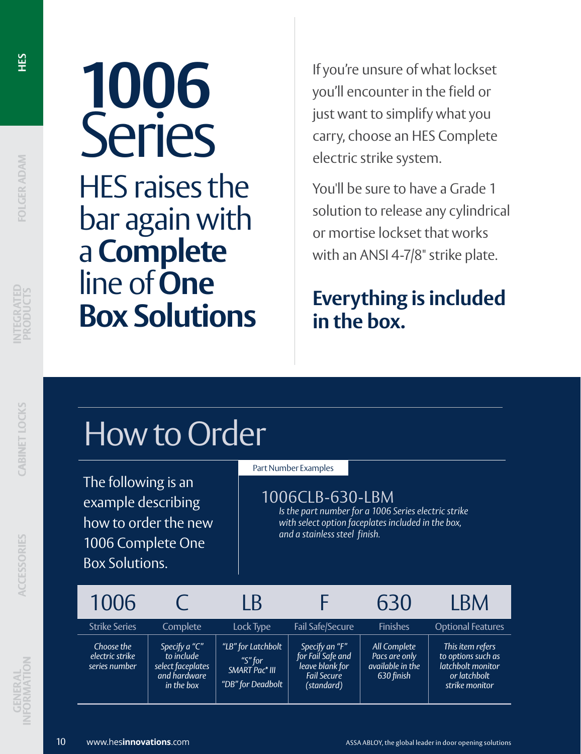# 1006 Series

## HES raises the bar again with a **Complete** line of **One Box Solutions**

If you're unsure of what lockset you'll encounter in the field or just want to simplify what you carry, choose an HES Complete electric strike system.

You'll be sure to have a Grade 1 solution to release any cylindrical or mortise lockset that works with an ANSI 4-7/8" strike plate.

**Everything is included in the box.**

## How to Order

The following is an example describing how to order the new 1006 Complete One Box Solutions.

Part Number Examples

1006CLB-630-LBM

*Is the part number for a 1006 Series electric strike with select option faceplates included in the box, and a stainless steel finish.*

| 1006 | C | LB | F | 630 | LBM |
|---|---|---|---|---|---|
| Strike Series | Complete | Lock Type | Fail Safe/Secure | Finishes | Optional Features |
| *Choose the electric strike series number* | *Specify a "C" to include select faceplates and hardware in the box* | *"LB" for Latchbolt "S" for SMART Pac® III "DB" for Deadbolt* | *Specify an "F" for Fail Safe and leave blank for Fail Secure (standard)* | *All Complete Pacs are only available in the 630 finish* | *This item refers to options such as latchbolt monitor or latchbolt strike monitor* |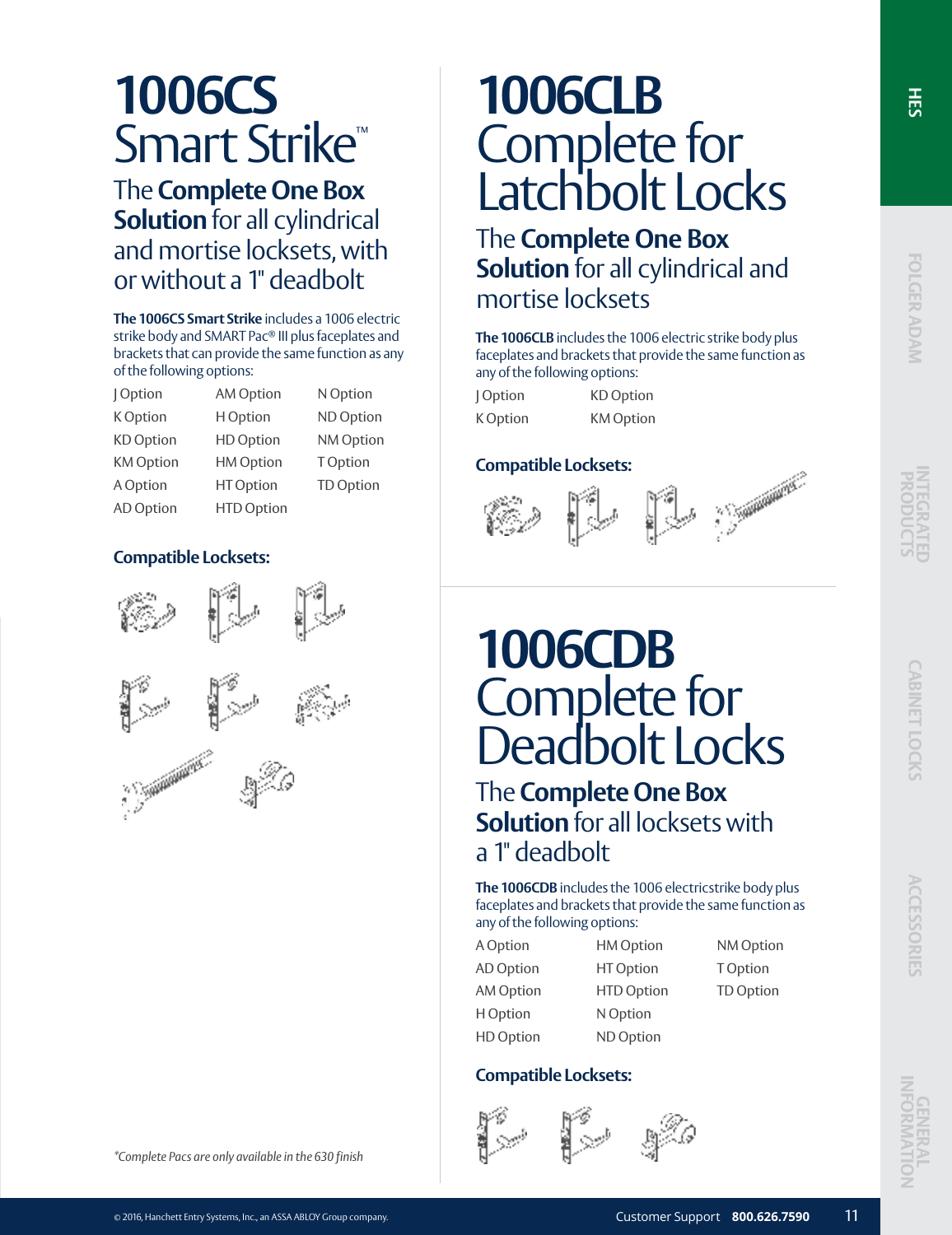# 1006CS Smart Strike™

## The **Complete One Box Solution** for all cylindrical and mortise locksets, with or without a 1" deadbolt

**The 1006CS Smart Strike** includes a 1006 electric strike body and SMART Pac® III plus faceplates and brackets that can provide the same function as any of the following options:

| | | |
|---|---|---|
| J Option | AM Option | N Option |
| K Option | H Option | ND Option |
| KD Option | HD Option | NM Option |
| KM Option | HM Option | T Option |
| A Option | HT Option | TD Option |
| AD Option | HTD Option | |

### Compatible Locksets:

*Complete Pacs are only available in the 630 finish

# 1006CLB Complete for Latchbolt Locks

## The **Complete One Box Solution** for all cylindrical and mortise locksets

**The 1006CLB** includes the 1006 electric strike body plus faceplates and brackets that provide the same function as any of the following options:

| | |
|---|---|
| J Option | KD Option |
| K Option | KM Option |

### Compatible Locksets:

# 1006CDB Complete for Deadbolt Locks

## The **Complete One Box Solution** for all locksets with a 1" deadbolt

**The 1006CDB** includes the 1006 electricstrike body plus faceplates and brackets that provide the same function as any of the following options:

| | | |
|---|---|---|
| A Option | HM Option | NM Option |
| AD Option | HT Option | T Option |
| AM Option | HTD Option | TD Option |
| H Option | N Option | |
| HD Option | ND Option | |

### Compatible Locksets:

© 2016, Hanchett Entry Systems, Inc., an ASSA ABLOY Group company.

Customer Support **800.626.7590**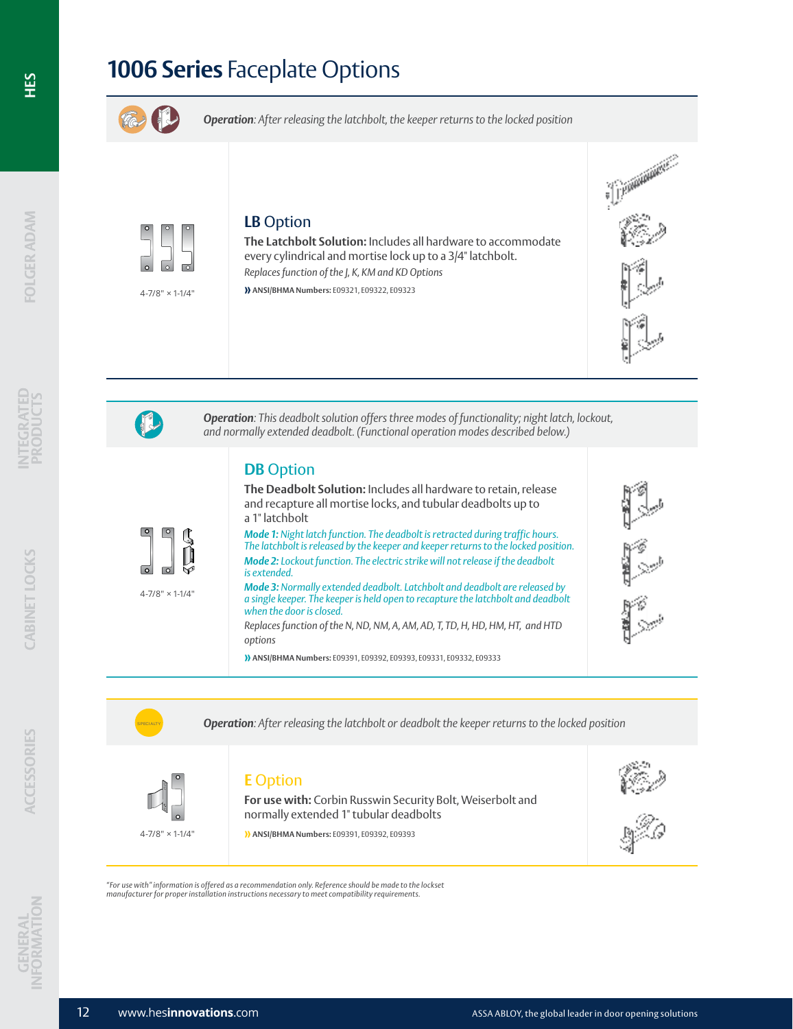# **1006 Series** Faceplate Options

***Operation***: *After releasing the latchbolt, the keeper returns to the locked position*

4-7/8" × 1-1/4"

## **LB** Option

**The Latchbolt Solution:** Includes all hardware to accommodate every cylindrical and mortise lock up to a 3/4" latchbolt.

*Replaces function of the J, K, KM and KD Options*

**» ANSI/BHMA Numbers:** E09321, E09322, E09323

***Operation***: *This deadbolt solution offers three modes of functionality; night latch, lockout, and normally extended deadbolt. (Functional operation modes described below.)*

4-7/8" × 1-1/4"

## **DB** Option

**The Deadbolt Solution:** Includes all hardware to retain, release and recapture all mortise locks, and tubular deadbolts up to a 1" latchbolt

***Mode 1:*** *Night latch function. The deadbolt is retracted during traffic hours. The latchbolt is released by the keeper and keeper returns to the locked position.*

***Mode 2:*** *Lockout function. The electric strike will not release if the deadbolt is extended.*

***Mode 3:*** *Normally extended deadbolt. Latchbolt and deadbolt are released by a single keeper. The keeper is held open to recapture the latchbolt and deadbolt when the door is closed.*

*Replaces function of the N, ND, NM, A, AM, AD, T, TD, H, HD, HM, HT, and HTD options*

**» ANSI/BHMA Numbers:** E09391, E09392, E09393, E09331, E09332, E09333

SPECIALTY

***Operation***: *After releasing the latchbolt or deadbolt the keeper returns to the locked position*

4-7/8" × 1-1/4"

## **E** Option

**For use with:** Corbin Russwin Security Bolt, Weiserbolt and normally extended 1" tubular deadbolts

**» ANSI/BHMA Numbers:** E09391, E09392, E09393

*"For use with" information is offered as a recommendation only. Reference should be made to the lockset manufacturer for proper installation instructions necessary to meet compatibility requirements.*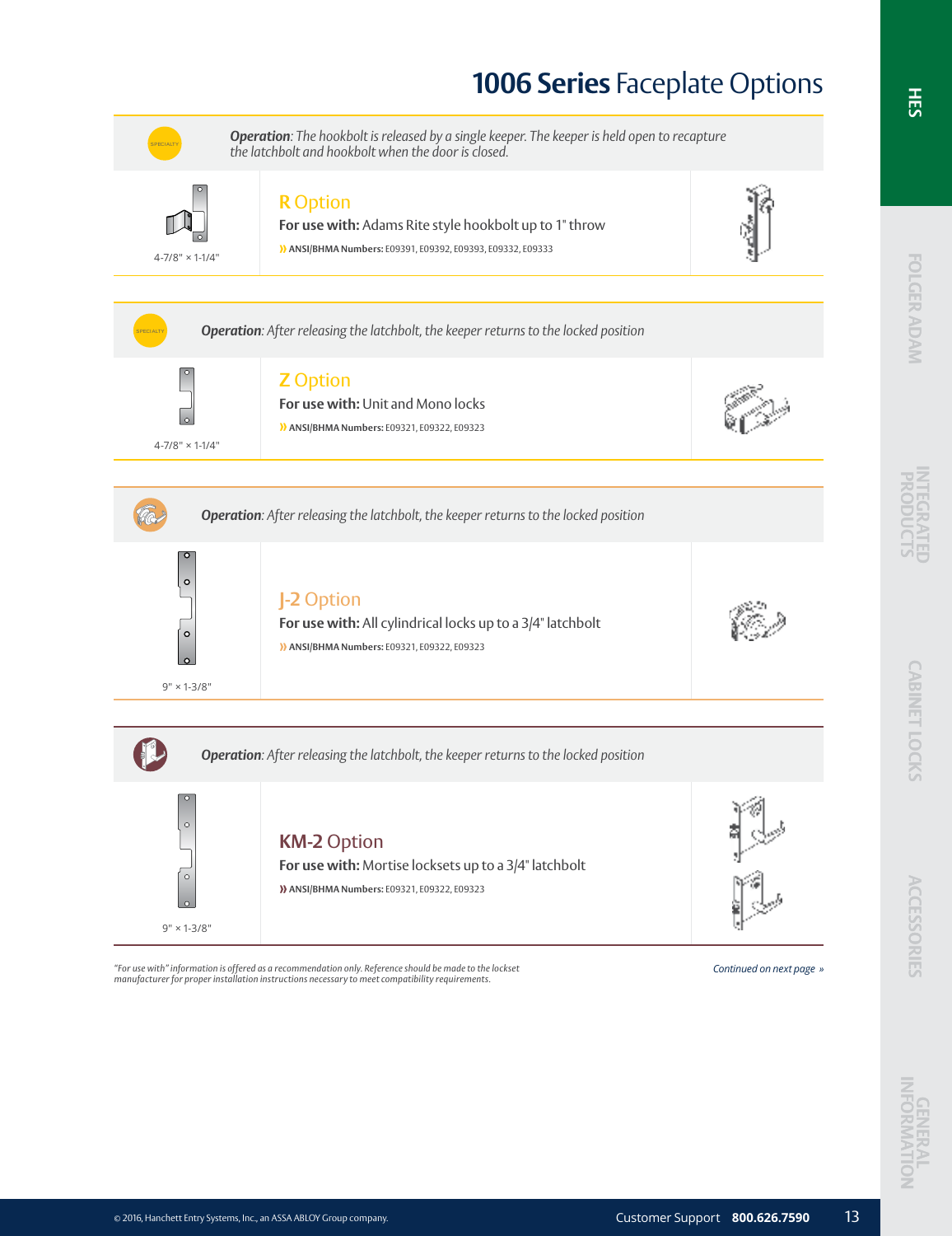# 1006 Series Faceplate Options

SPECIALTY

***Operation***: *The hookbolt is released by a single keeper. The keeper is held open to recapture the latchbolt and hookbolt when the door is closed.*

4-7/8" × 1-1/4"

## R Option

**For use with:** Adams Rite style hookbolt up to 1" throw

» **ANSI/BHMA Numbers:** E09391, E09392, E09393, E09332, E09333

SPECIALTY

***Operation***: *After releasing the latchbolt, the keeper returns to the locked position*

4-7/8" × 1-1/4"

## Z Option

**For use with:** Unit and Mono locks

» **ANSI/BHMA Numbers:** E09321, E09322, E09323

***Operation***: *After releasing the latchbolt, the keeper returns to the locked position*

9" × 1-3/8"

## J-2 Option

**For use with:** All cylindrical locks up to a 3/4" latchbolt

» **ANSI/BHMA Numbers:** E09321, E09322, E09323

***Operation***: *After releasing the latchbolt, the keeper returns to the locked position*

9" × 1-3/8"

## KM-2 Option

**For use with:** Mortise locksets up to a 3/4" latchbolt

» **ANSI/BHMA Numbers:** E09321, E09322, E09323

*"For use with" information is offered as a recommendation only. Reference should be made to the lockset manufacturer for proper installation instructions necessary to meet compatibility requirements.*

*Continued on next page »*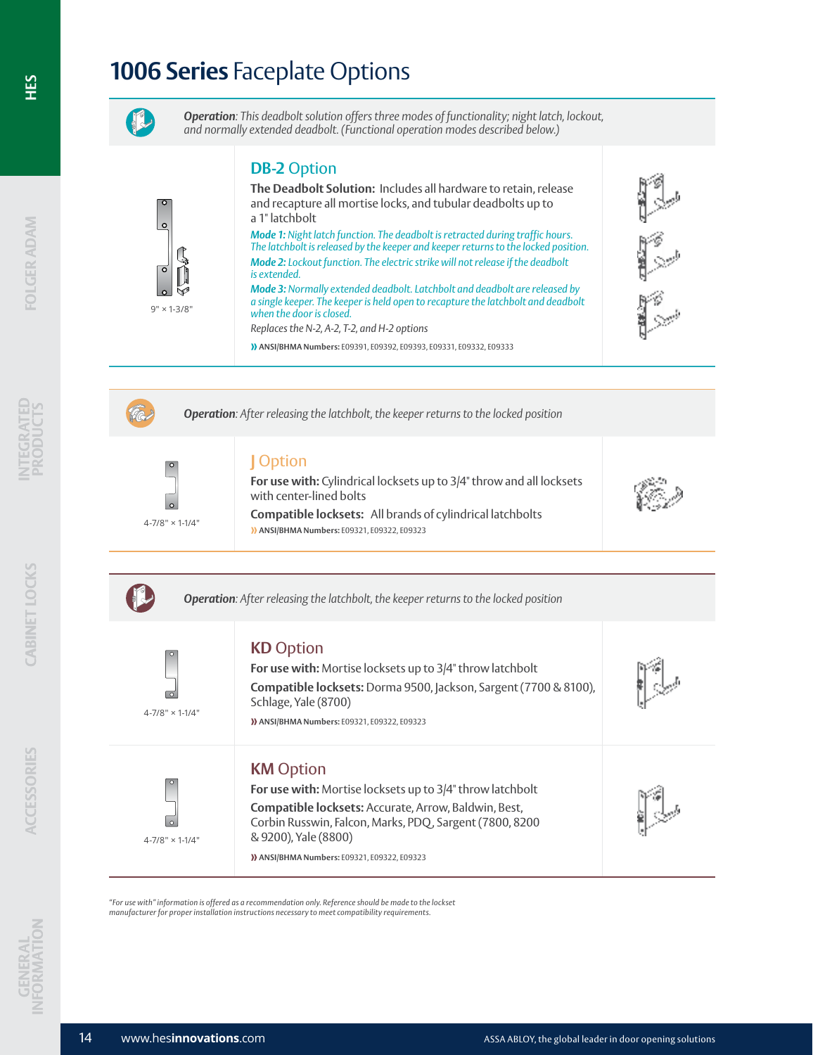# **1006 Series** Faceplate Options

***Operation**: This deadbolt solution offers three modes of functionality; night latch, lockout, and normally extended deadbolt. (Functional operation modes described below.)*

9" × 1-3/8"

## DB-2 Option

**The Deadbolt Solution:** Includes all hardware to retain, release and recapture all mortise locks, and tubular deadbolts up to a 1" latchbolt

***Mode 1:*** *Night latch function. The deadbolt is retracted during traffic hours. The latchbolt is released by the keeper and keeper returns to the locked position.*

***Mode 2:*** *Lockout function. The electric strike will not release if the deadbolt is extended.*

***Mode 3:*** *Normally extended deadbolt. Latchbolt and deadbolt are released by a single keeper. The keeper is held open to recapture the latchbolt and deadbolt when the door is closed.*

*Replaces the N-2, A-2, T-2, and H-2 options*

» **ANSI/BHMA Numbers:** E09391, E09392, E09393, E09331, E09332, E09333

***Operation**: After releasing the latchbolt, the keeper returns to the locked position*

4-7/8" × 1-1/4"

## J Option

**For use with:** Cylindrical locksets up to 3/4" throw and all locksets with center-lined bolts

**Compatible locksets:** All brands of cylindrical latchbolts

» **ANSI/BHMA Numbers:** E09321, E09322, E09323

***Operation**: After releasing the latchbolt, the keeper returns to the locked position*

4-7/8" × 1-1/4"

## KD Option

**For use with:** Mortise locksets up to 3/4" throw latchbolt

**Compatible locksets:** Dorma 9500, Jackson, Sargent (7700 & 8100), Schlage, Yale (8700)

» **ANSI/BHMA Numbers:** E09321, E09322, E09323

4-7/8" × 1-1/4"

## KM Option

**For use with:** Mortise locksets up to 3/4" throw latchbolt

**Compatible locksets:** Accurate, Arrow, Baldwin, Best, Corbin Russwin, Falcon, Marks, PDQ, Sargent (7800, 8200 & 9200), Yale (8800)

» **ANSI/BHMA Numbers:** E09321, E09322, E09323

*"For use with" information is offered as a recommendation only. Reference should be made to the lockset manufacturer for proper installation instructions necessary to meet compatibility requirements.*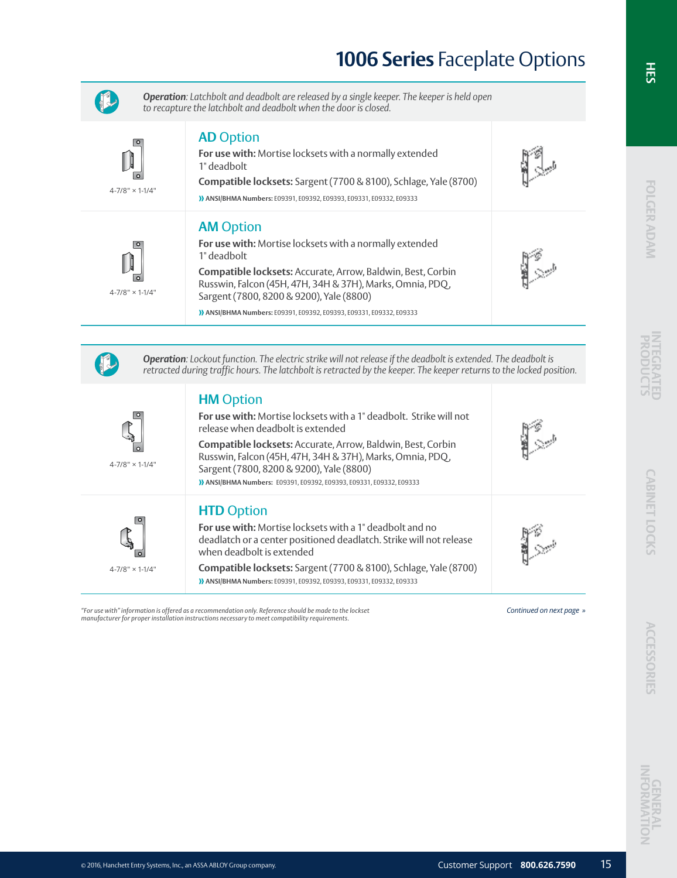# **1006 Series** Faceplate Options

***Operation**: Latchbolt and deadbolt are released by a single keeper. The keeper is held open to recapture the latchbolt and deadbolt when the door is closed.*

4-7/8" × 1-1/4"

## AD Option

**For use with:** Mortise locksets with a normally extended 1" deadbolt

**Compatible locksets:** Sargent (7700 & 8100), Schlage, Yale (8700)

» **ANSI/BHMA Numbers:** E09391, E09392, E09393, E09331, E09332, E09333

4-7/8" × 1-1/4"

## AM Option

**For use with:** Mortise locksets with a normally extended 1" deadbolt

**Compatible locksets:** Accurate, Arrow, Baldwin, Best, Corbin Russwin, Falcon (45H, 47H, 34H & 37H), Marks, Omnia, PDQ, Sargent (7800, 8200 & 9200), Yale (8800)

» **ANSI/BHMA Numbers:** E09391, E09392, E09393, E09331, E09332, E09333

***Operation**: Lockout function. The electric strike will not release if the deadbolt is extended. The deadbolt is retracted during traffic hours. The latchbolt is retracted by the keeper. The keeper returns to the locked position.*

4-7/8" × 1-1/4"

## HM Option

**For use with:** Mortise locksets with a 1" deadbolt. Strike will not release when deadbolt is extended

**Compatible locksets:** Accurate, Arrow, Baldwin, Best, Corbin Russwin, Falcon (45H, 47H, 34H & 37H), Marks, Omnia, PDQ, Sargent (7800, 8200 & 9200), Yale (8800)

» **ANSI/BHMA Numbers:** E09391, E09392, E09393, E09331, E09332, E09333

4-7/8" × 1-1/4"

## HTD Option

**For use with:** Mortise locksets with a 1" deadbolt and no deadlatch or a center positioned deadlatch. Strike will not release when deadbolt is extended

**Compatible locksets:** Sargent (7700 & 8100), Schlage, Yale (8700)

» **ANSI/BHMA Numbers:** E09391, E09392, E09393, E09331, E09332, E09333

*"For use with" information is offered as a recommendation only. Reference should be made to the lockset manufacturer for proper installation instructions necessary to meet compatibility requirements.*

*Continued on next page »*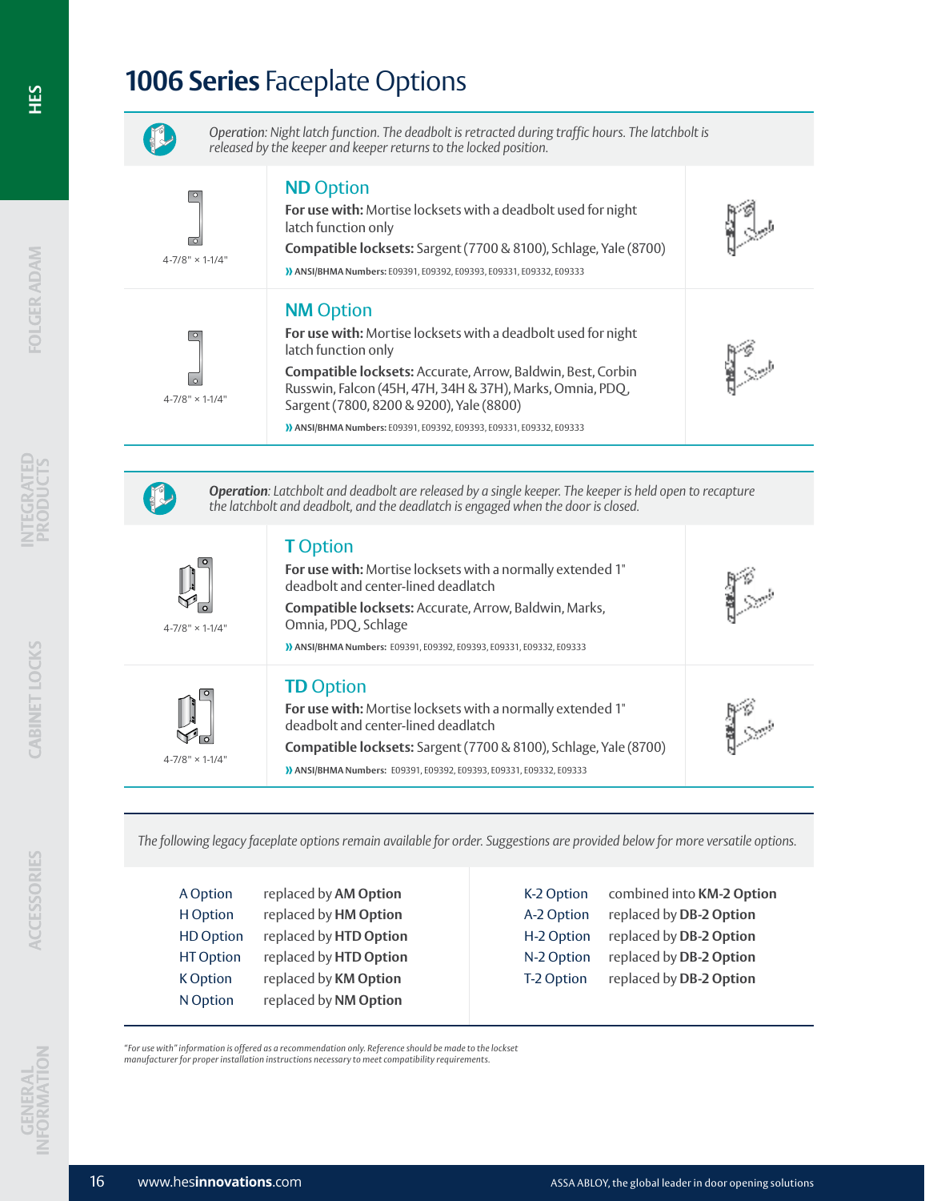# **1006 Series** Faceplate Options

*Operation: Night latch function. The deadbolt is retracted during traffic hours. The latchbolt is released by the keeper and keeper returns to the locked position.*

## ND Option

4-7/8" × 1-1/4"

**For use with:** Mortise locksets with a deadbolt used for night latch function only

**Compatible locksets:** Sargent (7700 & 8100), Schlage, Yale (8700)

**ANSI/BHMA Numbers:** E09391, E09392, E09393, E09331, E09332, E09333

## NM Option

4-7/8" × 1-1/4"

**For use with:** Mortise locksets with a deadbolt used for night latch function only

**Compatible locksets:** Accurate, Arrow, Baldwin, Best, Corbin Russwin, Falcon (45H, 47H, 34H & 37H), Marks, Omnia, PDQ, Sargent (7800, 8200 & 9200), Yale (8800)

**ANSI/BHMA Numbers:** E09391, E09392, E09393, E09331, E09332, E09333

***Operation**: Latchbolt and deadbolt are released by a single keeper. The keeper is held open to recapture the latchbolt and deadbolt, and the deadlatch is engaged when the door is closed.*

## T Option

4-7/8" × 1-1/4"

**For use with:** Mortise locksets with a normally extended 1" deadbolt and center-lined deadlatch

**Compatible locksets:** Accurate, Arrow, Baldwin, Marks, Omnia, PDQ, Schlage

**ANSI/BHMA Numbers:** E09391, E09392, E09393, E09331, E09332, E09333

## TD Option

4-7/8" × 1-1/4"

**For use with:** Mortise locksets with a normally extended 1" deadbolt and center-lined deadlatch

**Compatible locksets:** Sargent (7700 & 8100), Schlage, Yale (8700)

**ANSI/BHMA Numbers:** E09391, E09392, E09393, E09331, E09332, E09333

*The following legacy faceplate options remain available for order. Suggestions are provided below for more versatile options.*

| Legacy Option | Replacement |
|---|---|
| A Option | replaced by **AM Option** |
| H Option | replaced by **HM Option** |
| HD Option | replaced by **HTD Option** |
| HT Option | replaced by **HTD Option** |
| K Option | replaced by **KM Option** |
| N Option | replaced by **NM Option** |
| K-2 Option | combined into **KM-2 Option** |
| A-2 Option | replaced by **DB-2 Option** |
| H-2 Option | replaced by **DB-2 Option** |
| N-2 Option | replaced by **DB-2 Option** |
| T-2 Option | replaced by **DB-2 Option** |

*"For use with" information is offered as a recommendation only. Reference should be made to the lockset manufacturer for proper installation instructions necessary to meet compatibility requirements.*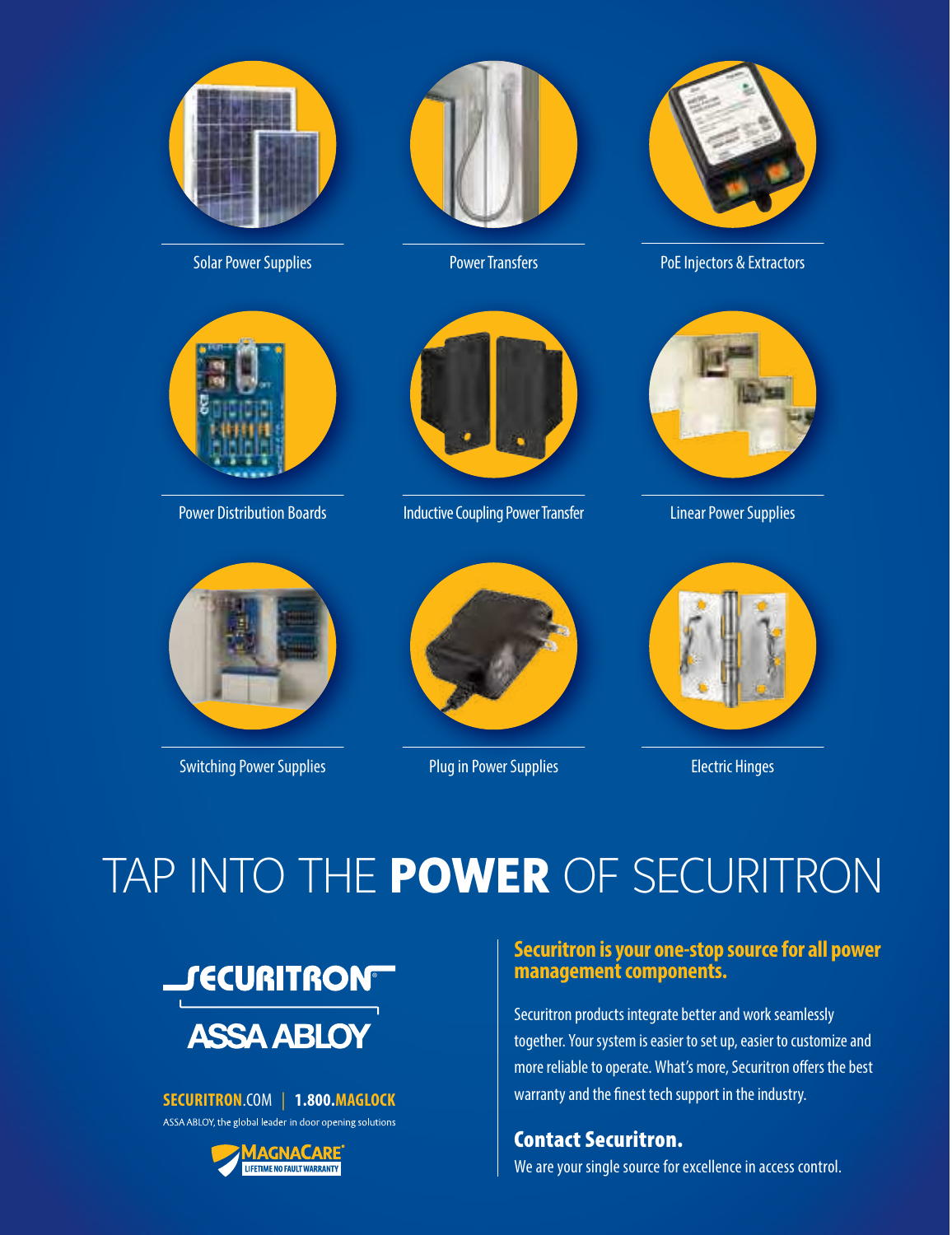Solar Power Supplies

Power Transfers

PoE Injectors & Extractors

Power Distribution Boards

Inductive Coupling Power Transfer

Linear Power Supplies

Switching Power Supplies

Plug in Power Supplies

Electric Hinges

# TAP INTO THE **POWER** OF SECURITRON

SECURITRON

ASSA ABLOY

**SECURITRON**.COM | **1.800.MAGLOCK**

ASSA ABLOY, the global leader in door opening solutions

MAGNACARE® LIFETIME NO FAULT WARRANTY

## Securitron is your one-stop source for all power management components.

Securitron products integrate better and work seamlessly together. Your system is easier to set up, easier to customize and more reliable to operate. What's more, Securitron offers the best warranty and the finest tech support in the industry.

### Contact Securitron.

We are your single source for excellence in access control.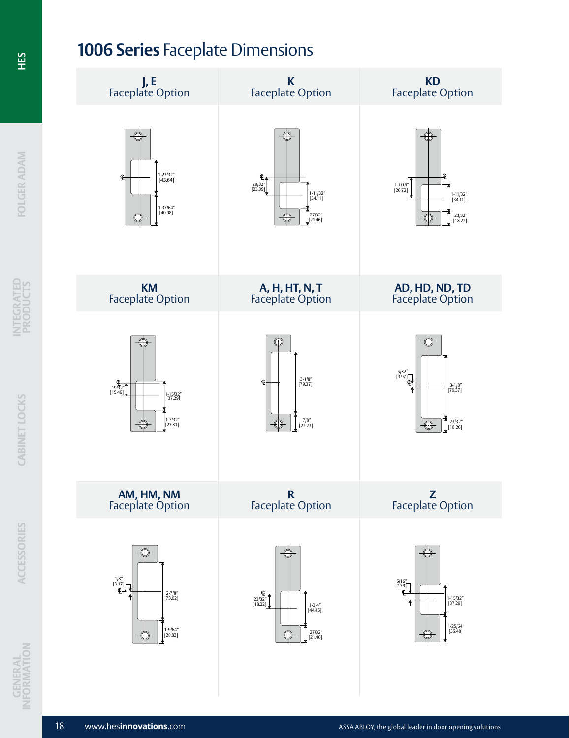# **1006 Series** Faceplate Dimensions

## J, E Faceplate Option

℄
1-23/32" [43.64]
1-37/64" [40.08]

## K Faceplate Option

℄
29/32" [23.39]
1-11/32" [34.11]
27/32" [21.46]

## KD Faceplate Option

℄
1-1/16" [26.72]
1-11/32" [34.11]
23/32" [18.22]

## KM Faceplate Option

℄
19/32" [15.46]
1-15/32" [37.29]
1-3/32" [27.81]

## A, H, HT, N, T Faceplate Option

℄
3-1/8" [79.37]
7/8" [22.23]

## AD, HD, ND, TD Faceplate Option

5/32" [3.97]
℄
3-1/8" [79.37]
23/32" [18.26]

## AM, HM, NM Faceplate Option

1/8" [3.17]
℄
2-7/8" [73.02]
1-9/64" [28.83]

## R Faceplate Option

℄
23/32" [18.22]
1-3/4" [44.45]
27/32" [21.46]

## Z Faceplate Option

5/16" [7.79]
℄
1-15/32" [37.29]
1-25/64" [35.48]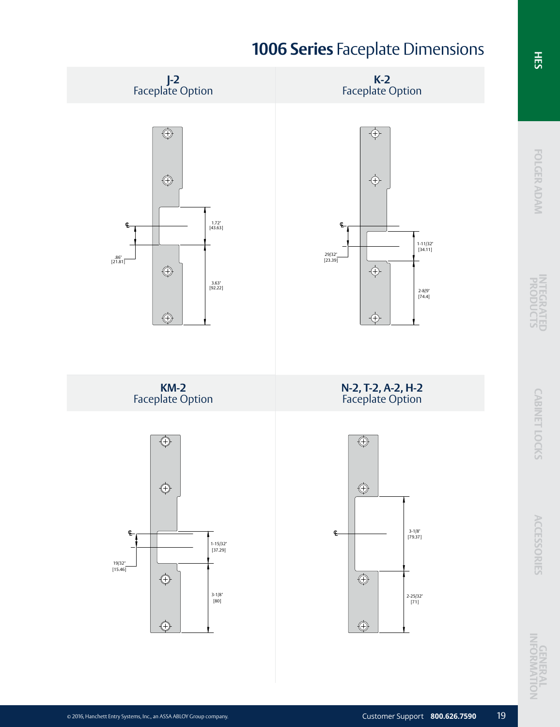# 1006 Series Faceplate Dimensions

## J-2
Faceplate Option

℄

1.72"
[43.63]

.86"
[21.81]

3.63"
[92.22]

## K-2
Faceplate Option

℄

1-11/32"
[34.11]

29/32"
[23.39]

2-8/9"
[74.4]

## KM-2
Faceplate Option

℄

1-15/32"
[37.29]

19/32"
[15.46]

3-1/8"
[80]

## N-2, T-2, A-2, H-2
Faceplate Option

℄

3-1/8"
[79.37]

2-25/32"
[71]

© 2016, Hanchett Entry Systems, Inc., an ASSA ABLOY Group company.

Customer Support **800.626.7590**